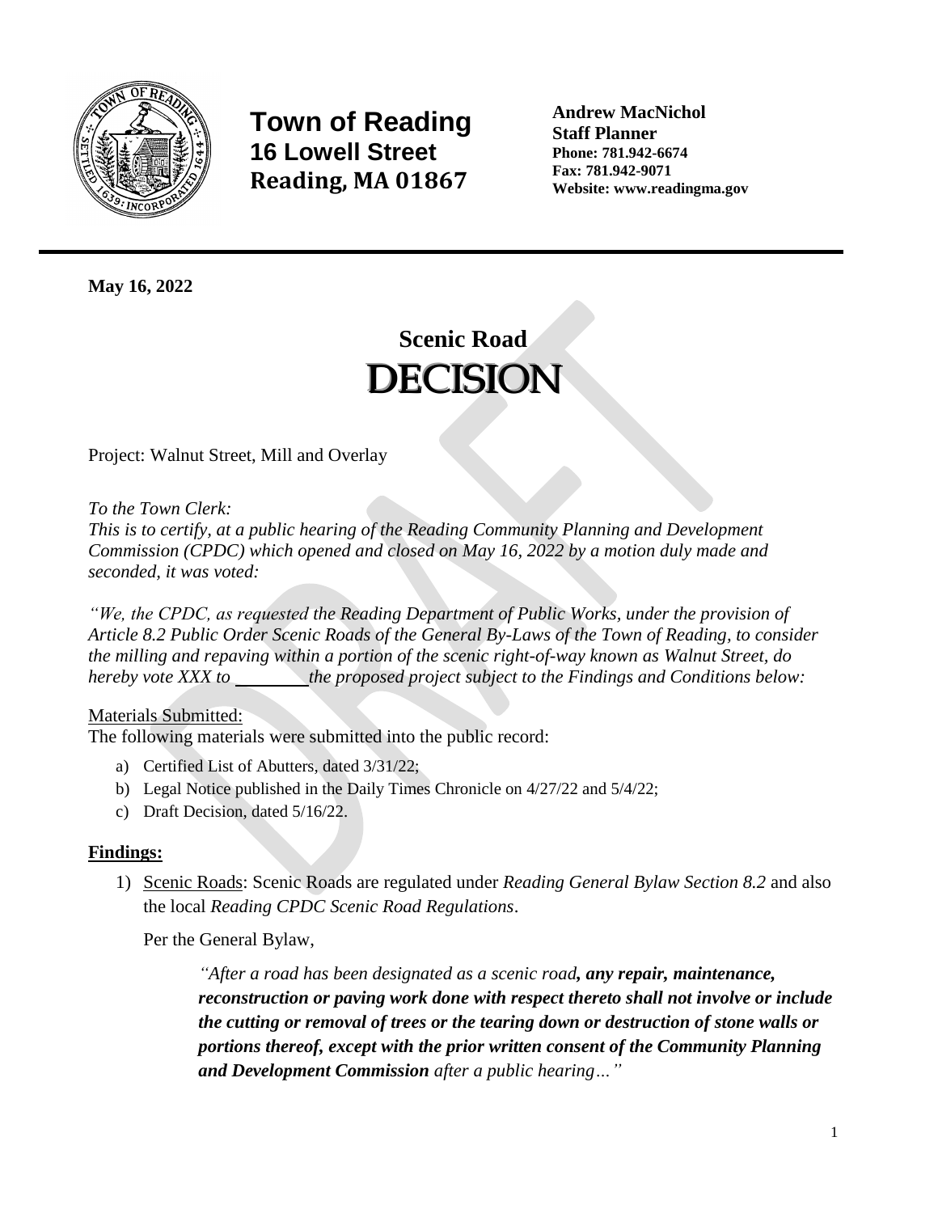**Town of Reading**
**16 Lowell Street**
**Reading, MA 01867**

**Andrew MacNichol**
**Staff Planner**
**Phone: 781.942-6674**
**Fax: 781.942-9071**
**Website: www.readingma.gov**

---

**May 16, 2022**

# Scenic Road
# DECISION

Project: Walnut Street, Mill and Overlay

*To the Town Clerk:*
*This is to certify, at a public hearing of the Reading Community Planning and Development Commission (CPDC) which opened and closed on May 16, 2022 by a motion duly made and seconded, it was voted:*

*"We, the CPDC, as requested the Reading Department of Public Works, under the provision of Article 8.2 Public Order Scenic Roads of the General By-Laws of the Town of Reading, to consider the milling and repaving within a portion of the scenic right-of-way known as Walnut Street, do hereby vote XXX to ________ the proposed project subject to the Findings and Conditions below:*

Materials Submitted:
The following materials were submitted into the public record:

a) Certified List of Abutters, dated 3/31/22;
b) Legal Notice published in the Daily Times Chronicle on 4/27/22 and 5/4/22;
c) Draft Decision, dated 5/16/22.

**Findings:**

1) Scenic Roads: Scenic Roads are regulated under *Reading General Bylaw Section 8.2* and also the local *Reading CPDC Scenic Road Regulations*.

   Per the General Bylaw,

   > *"After a road has been designated as a scenic road**, any repair, maintenance, reconstruction or paving work done with respect thereto shall not involve or include the cutting or removal of trees or the tearing down or destruction of stone walls or portions thereof, except with the prior written consent of the Community Planning and Development Commission** after a public hearing…"*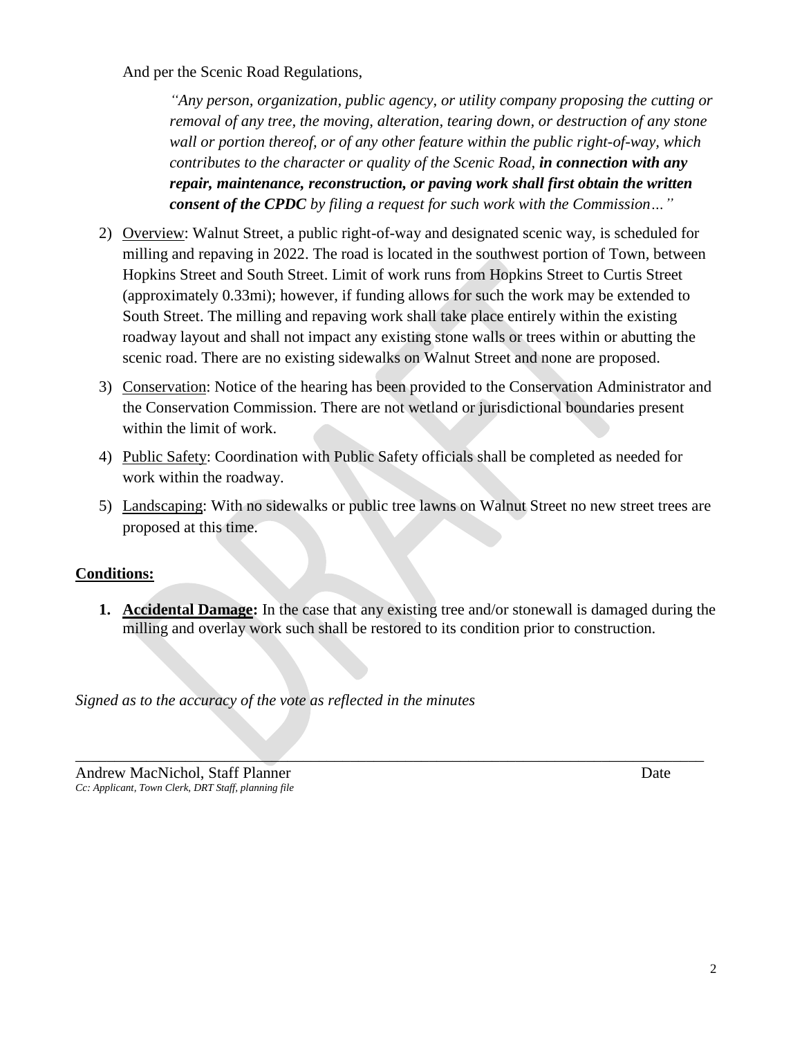And per the Scenic Road Regulations,

> *"Any person, organization, public agency, or utility company proposing the cutting or removal of any tree, the moving, alteration, tearing down, or destruction of any stone wall or portion thereof, or of any other feature within the public right-of-way, which contributes to the character or quality of the Scenic Road,* ***in connection with any repair, maintenance, reconstruction, or paving work shall first obtain the written consent of the CPDC*** *by filing a request for such work with the Commission…"*

2) <u>Overview</u>: Walnut Street, a public right-of-way and designated scenic way, is scheduled for milling and repaving in 2022. The road is located in the southwest portion of Town, between Hopkins Street and South Street. Limit of work runs from Hopkins Street to Curtis Street (approximately 0.33mi); however, if funding allows for such the work may be extended to South Street. The milling and repaving work shall take place entirely within the existing roadway layout and shall not impact any existing stone walls or trees within or abutting the scenic road. There are no existing sidewalks on Walnut Street and none are proposed.
3) <u>Conservation</u>: Notice of the hearing has been provided to the Conservation Administrator and the Conservation Commission. There are not wetland or jurisdictional boundaries present within the limit of work.
4) <u>Public Safety</u>: Coordination with Public Safety officials shall be completed as needed for work within the roadway.
5) <u>Landscaping</u>: With no sidewalks or public tree lawns on Walnut Street no new street trees are proposed at this time.

**<u>Conditions:</u>**

1. **<u>Accidental Damage</u>:** In the case that any existing tree and/or stonewall is damaged during the milling and overlay work such shall be restored to its condition prior to construction.

*Signed as to the accuracy of the vote as reflected in the minutes*

\_\_\_\_\_\_\_\_\_\_\_\_\_\_\_\_\_\_\_\_\_\_\_\_\_\_\_\_\_\_\_\_\_\_\_\_\_\_\_\_\_\_\_\_\_\_\_\_\_\_\_\_\_\_\_\_\_\_\_\_\_\_\_\_\_\_\_\_\_\_\_\_

Andrew MacNichol, Staff Planner Date

*Cc: Applicant, Town Clerk, DRT Staff, planning file*